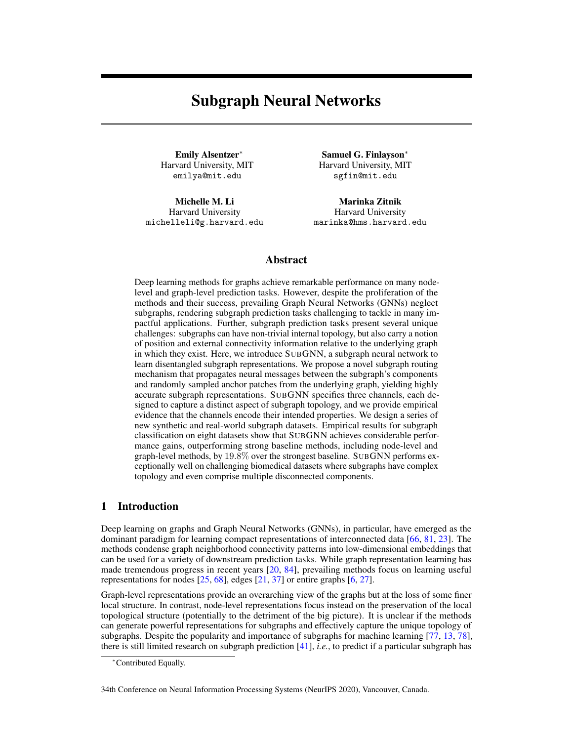# Subgraph Neural Networks

**Emily Alsentzer***
Harvard University, MIT
emilya@mit.edu

**Samuel G. Finlayson***
Harvard University, MIT
sgfin@mit.edu

**Michelle M. Li**
Harvard University
michelleli@g.harvard.edu

**Marinka Zitnik**
Harvard University
marinka@hms.harvard.edu

## Abstract

Deep learning methods for graphs achieve remarkable performance on many node-level and graph-level prediction tasks. However, despite the proliferation of the methods and their success, prevailing Graph Neural Networks (GNNs) neglect subgraphs, rendering subgraph prediction tasks challenging to tackle in many impactful applications. Further, subgraph prediction tasks present several unique challenges: subgraphs can have non-trivial internal topology, but also carry a notion of position and external connectivity information relative to the underlying graph in which they exist. Here, we introduce SUBGNN, a subgraph neural network to learn disentangled subgraph representations. We propose a novel subgraph routing mechanism that propagates neural messages between the subgraph's components and randomly sampled anchor patches from the underlying graph, yielding highly accurate subgraph representations. SUBGNN specifies three channels, each designed to capture a distinct aspect of subgraph topology, and we provide empirical evidence that the channels encode their intended properties. We design a series of new synthetic and real-world subgraph datasets. Empirical results for subgraph classification on eight datasets show that SUBGNN achieves considerable performance gains, outperforming strong baseline methods, including node-level and graph-level methods, by $19.8\%$ over the strongest baseline. SUBGNN performs exceptionally well on challenging biomedical datasets where subgraphs have complex topology and even comprise multiple disconnected components.

## 1 Introduction

Deep learning on graphs and Graph Neural Networks (GNNs), in particular, have emerged as the dominant paradigm for learning compact representations of interconnected data [66, 81, 23]. The methods condense graph neighborhood connectivity patterns into low-dimensional embeddings that can be used for a variety of downstream prediction tasks. While graph representation learning has made tremendous progress in recent years [20, 84], prevailing methods focus on learning useful representations for nodes [25, 68], edges [21, 37] or entire graphs [6, 27].

Graph-level representations provide an overarching view of the graphs but at the loss of some finer local structure. In contrast, node-level representations focus instead on the preservation of the local topological structure (potentially to the detriment of the big picture). It is unclear if the methods can generate powerful representations for subgraphs and effectively capture the unique topology of subgraphs. Despite the popularity and importance of subgraphs for machine learning [77, 13, 78], there is still limited research on subgraph prediction [41], *i.e.*, to predict if a particular subgraph has

*Contributed Equally.

34th Conference on Neural Information Processing Systems (NeurIPS 2020), Vancouver, Canada.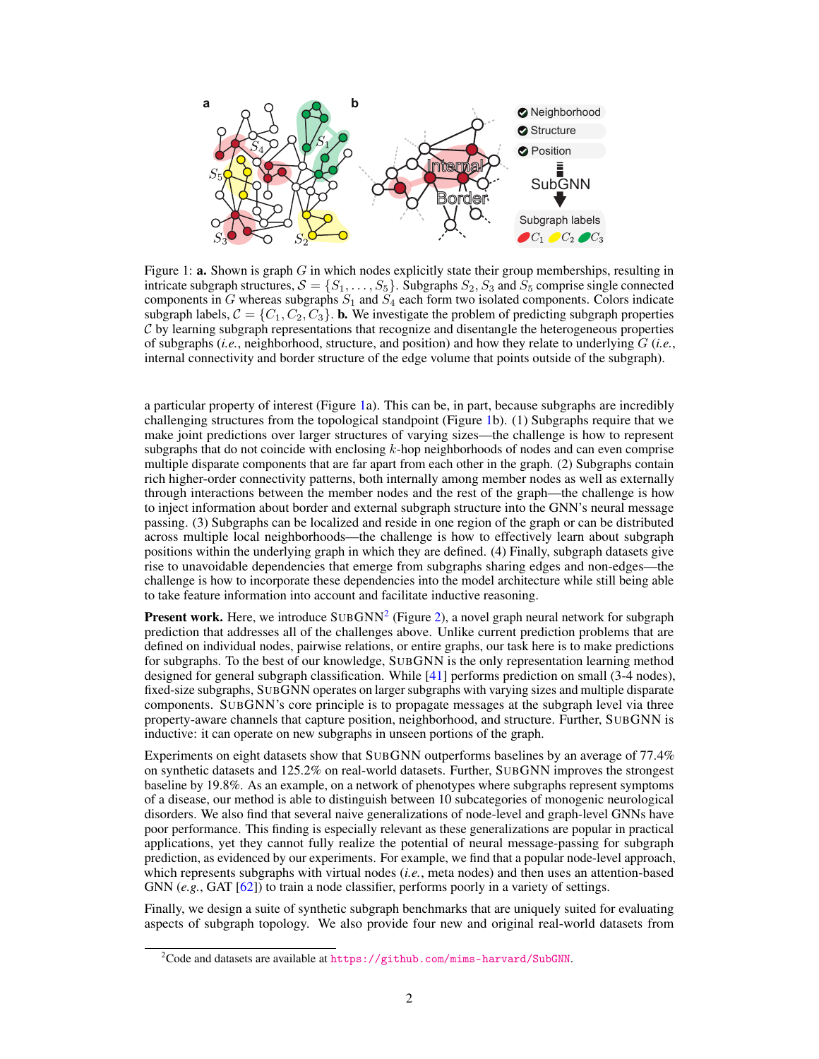Figure 1: **a.** Shown is graph $G$ in which nodes explicitly state their group memberships, resulting in intricate subgraph structures, $\mathcal{S} = \{S_1, \ldots, S_5\}$. Subgraphs $S_2$, $S_3$ and $S_5$ comprise single connected components in $G$ whereas subgraphs $S_1$ and $S_4$ each form two isolated components. Colors indicate subgraph labels, $\mathcal{C} = \{C_1, C_2, C_3\}$. **b.** We investigate the problem of predicting subgraph properties $\mathcal{C}$ by learning subgraph representations that recognize and disentangle the heterogeneous properties of subgraphs (*i.e.*, neighborhood, structure, and position) and how they relate to underlying $G$ (*i.e.*, internal connectivity and border structure of the edge volume that points outside of the subgraph).

a particular property of interest (Figure 1a). This can be, in part, because subgraphs are incredibly challenging structures from the topological standpoint (Figure 1b). (1) Subgraphs require that we make joint predictions over larger structures of varying sizes—the challenge is how to represent subgraphs that do not coincide with enclosing $k$-hop neighborhoods of nodes and can even comprise multiple disparate components that are far apart from each other in the graph. (2) Subgraphs contain rich higher-order connectivity patterns, both internally among member nodes as well as externally through interactions between the member nodes and the rest of the graph—the challenge is how to inject information about border and external subgraph structure into the GNN's neural message passing. (3) Subgraphs can be localized and reside in one region of the graph or can be distributed across multiple local neighborhoods—the challenge is how to effectively learn about subgraph positions within the underlying graph in which they are defined. (4) Finally, subgraph datasets give rise to unavoidable dependencies that emerge from subgraphs sharing edges and non-edges—the challenge is how to incorporate these dependencies into the model architecture while still being able to take feature information into account and facilitate inductive reasoning.

**Present work.** Here, we introduce SubGNN[2] (Figure 2), a novel graph neural network for subgraph prediction that addresses all of the challenges above. Unlike current prediction problems that are defined on individual nodes, pairwise relations, or entire graphs, our task here is to make predictions for subgraphs. To the best of our knowledge, SubGNN is the only representation learning method designed for general subgraph classification. While [41] performs prediction on small (3-4 nodes), fixed-size subgraphs, SubGNN operates on larger subgraphs with varying sizes and multiple disparate components. SubGNN's core principle is to propagate messages at the subgraph level via three property-aware channels that capture position, neighborhood, and structure. Further, SubGNN is inductive: it can operate on new subgraphs in unseen portions of the graph.

Experiments on eight datasets show that SubGNN outperforms baselines by an average of 77.4% on synthetic datasets and 125.2% on real-world datasets. Further, SubGNN improves the strongest baseline by 19.8%. As an example, on a network of phenotypes where subgraphs represent symptoms of a disease, our method is able to distinguish between 10 subcategories of monogenic neurological disorders. We also find that several naive generalizations of node-level and graph-level GNNs have poor performance. This finding is especially relevant as these generalizations are popular in practical applications, yet they cannot fully realize the potential of neural message-passing for subgraph prediction, as evidenced by our experiments. For example, we find that a popular node-level approach, which represents subgraphs with virtual nodes (*i.e.*, meta nodes) and then uses an attention-based GNN (*e.g.*, GAT [62]) to train a node classifier, performs poorly in a variety of settings.

Finally, we design a suite of synthetic subgraph benchmarks that are uniquely suited for evaluating aspects of subgraph topology. We also provide four new and original real-world datasets from

[2] Code and datasets are available at https://github.com/mims-harvard/SubGNN.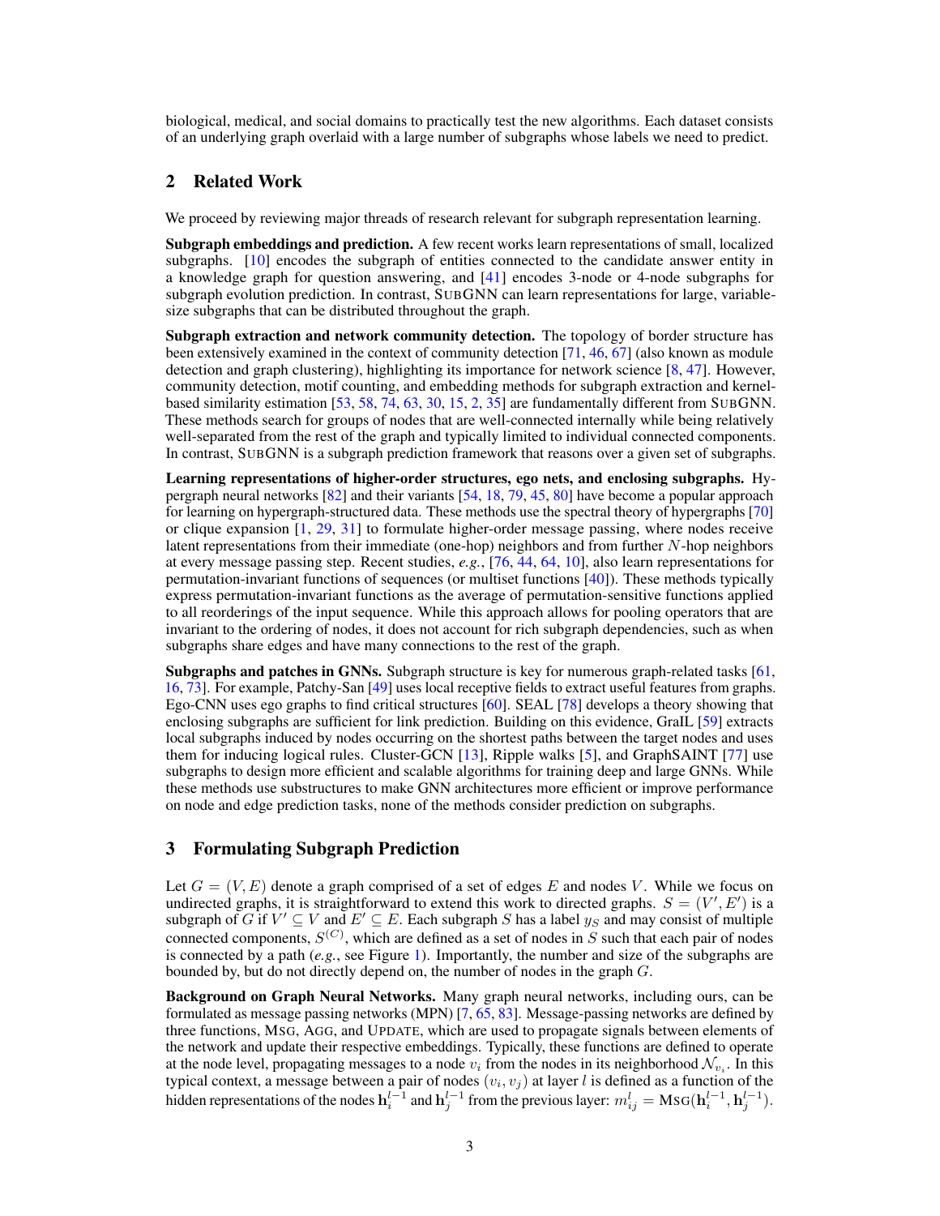biological, medical, and social domains to practically test the new algorithms. Each dataset consists of an underlying graph overlaid with a large number of subgraphs whose labels we need to predict.

## 2 Related Work

We proceed by reviewing major threads of research relevant for subgraph representation learning.

**Subgraph embeddings and prediction.** A few recent works learn representations of small, localized subgraphs. [10] encodes the subgraph of entities connected to the candidate answer entity in a knowledge graph for question answering, and [41] encodes 3-node or 4-node subgraphs for subgraph evolution prediction. In contrast, SubGNN can learn representations for large, variable-size subgraphs that can be distributed throughout the graph.

**Subgraph extraction and network community detection.** The topology of border structure has been extensively examined in the context of community detection [71, 46, 67] (also known as module detection and graph clustering), highlighting its importance for network science [8, 47]. However, community detection, motif counting, and embedding methods for subgraph extraction and kernel-based similarity estimation [53, 58, 74, 63, 30, 15, 2, 35] are fundamentally different from SubGNN. These methods search for groups of nodes that are well-connected internally while being relatively well-separated from the rest of the graph and typically limited to individual connected components. In contrast, SubGNN is a subgraph prediction framework that reasons over a given set of subgraphs.

**Learning representations of higher-order structures, ego nets, and enclosing subgraphs.** Hypergraph neural networks [82] and their variants [54, 18, 79, 45, 80] have become a popular approach for learning on hypergraph-structured data. These methods use the spectral theory of hypergraphs [70] or clique expansion [1, 29, 31] to formulate higher-order message passing, where nodes receive latent representations from their immediate (one-hop) neighbors and from further $N$-hop neighbors at every message passing step. Recent studies, *e.g.*, [76, 44, 64, 10], also learn representations for permutation-invariant functions of sequences (or multiset functions [40]). These methods typically express permutation-invariant functions as the average of permutation-sensitive functions applied to all reorderings of the input sequence. While this approach allows for pooling operators that are invariant to the ordering of nodes, it does not account for rich subgraph dependencies, such as when subgraphs share edges and have many connections to the rest of the graph.

**Subgraphs and patches in GNNs.** Subgraph structure is key for numerous graph-related tasks [61, 16, 73]. For example, Patchy-San [49] uses local receptive fields to extract useful features from graphs. Ego-CNN uses ego graphs to find critical structures [60]. SEAL [78] develops a theory showing that enclosing subgraphs are sufficient for link prediction. Building on this evidence, GraIL [59] extracts local subgraphs induced by nodes occurring on the shortest paths between the target nodes and uses them for inducing logical rules. Cluster-GCN [13], Ripple walks [5], and GraphSAINT [77] use subgraphs to design more efficient and scalable algorithms for training deep and large GNNs. While these methods use substructures to make GNN architectures more efficient or improve performance on node and edge prediction tasks, none of the methods consider prediction on subgraphs.

## 3 Formulating Subgraph Prediction

Let $G = (V, E)$ denote a graph comprised of a set of edges $E$ and nodes $V$. While we focus on undirected graphs, it is straightforward to extend this work to directed graphs. $S = (V', E')$ is a subgraph of $G$ if $V' \subseteq V$ and $E' \subseteq E$. Each subgraph $S$ has a label $y_S$ and may consist of multiple connected components, $S^{(C)}$, which are defined as a set of nodes in $S$ such that each pair of nodes is connected by a path (*e.g.*, see Figure 1). Importantly, the number and size of the subgraphs are bounded by, but do not directly depend on, the number of nodes in the graph $G$.

**Background on Graph Neural Networks.** Many graph neural networks, including ours, can be formulated as message passing networks (MPN) [7, 65, 83]. Message-passing networks are defined by three functions, Msg, Agg, and Update, which are used to propagate signals between elements of the network and update their respective embeddings. Typically, these functions are defined to operate at the node level, propagating messages to a node $v_i$ from the nodes in its neighborhood $\mathcal{N}_{v_i}$. In this typical context, a message between a pair of nodes $(v_i, v_j)$ at layer $l$ is defined as a function of the hidden representations of the nodes $\mathbf{h}_i^{l-1}$ and $\mathbf{h}_j^{l-1}$ from the previous layer: $m_{ij}^l = \text{Msg}(\mathbf{h}_i^{l-1}, \mathbf{h}_j^{l-1})$.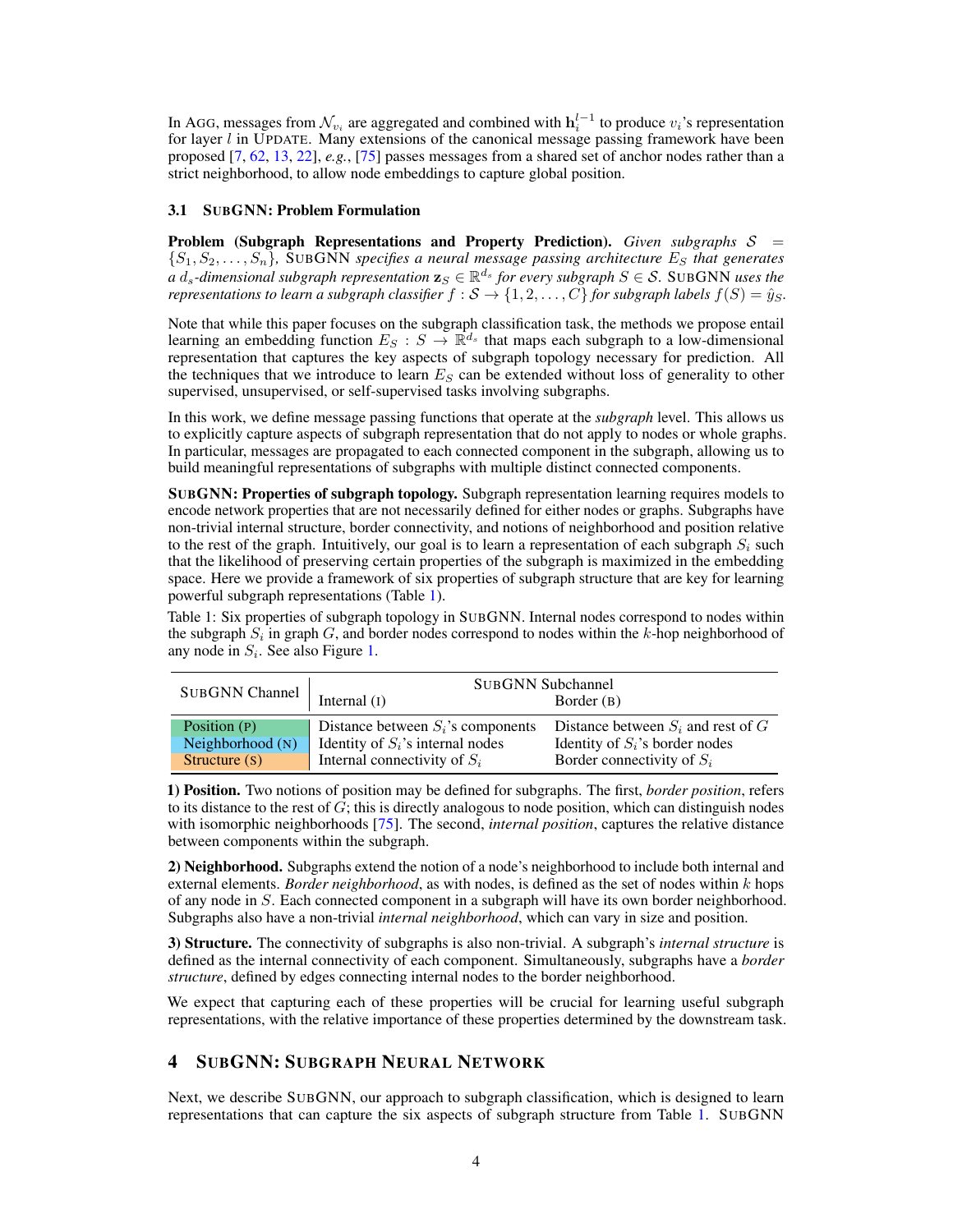In AGG, messages from $\mathcal{N}_{v_i}$ are aggregated and combined with $\mathbf{h}_i^{l-1}$ to produce $v_i$'s representation for layer $l$ in UPDATE. Many extensions of the canonical message passing framework have been proposed [7, 62, 13, 22], *e.g.*, [75] passes messages from a shared set of anchor nodes rather than a strict neighborhood, to allow node embeddings to capture global position.

### 3.1 SUBGNN: Problem Formulation

**Problem (Subgraph Representations and Property Prediction).** *Given subgraphs $\mathcal{S} = \{S_1, S_2, \ldots, S_n\}$, SUBGNN specifies a neural message passing architecture $E_S$ that generates a $d_s$-dimensional subgraph representation $\mathbf{z}_S \in \mathbb{R}^{d_s}$ for every subgraph $S \in \mathcal{S}$. SUBGNN uses the representations to learn a subgraph classifier $f : \mathcal{S} \rightarrow \{1, 2, \ldots, C\}$ for subgraph labels $f(S) = \hat{y}_S$.*

Note that while this paper focuses on the subgraph classification task, the methods we propose entail learning an embedding function $E_S : S \rightarrow \mathbb{R}^{d_s}$ that maps each subgraph to a low-dimensional representation that captures the key aspects of subgraph topology necessary for prediction. All the techniques that we introduce to learn $E_S$ can be extended without loss of generality to other supervised, unsupervised, or self-supervised tasks involving subgraphs.

In this work, we define message passing functions that operate at the *subgraph* level. This allows us to explicitly capture aspects of subgraph representation that do not apply to nodes or whole graphs. In particular, messages are propagated to each connected component in the subgraph, allowing us to build meaningful representations of subgraphs with multiple distinct connected components.

**SUBGNN: Properties of subgraph topology.** Subgraph representation learning requires models to encode network properties that are not necessarily defined for either nodes or graphs. Subgraphs have non-trivial internal structure, border connectivity, and notions of neighborhood and position relative to the rest of the graph. Intuitively, our goal is to learn a representation of each subgraph $S_i$ such that the likelihood of preserving certain properties of the subgraph is maximized in the embedding space. Here we provide a framework of six properties of subgraph structure that are key for learning powerful subgraph representations (Table 1).

Table 1: Six properties of subgraph topology in SUBGNN. Internal nodes correspond to nodes within the subgraph $S_i$ in graph $G$, and border nodes correspond to nodes within the $k$-hop neighborhood of any node in $S_i$. See also Figure 1.

| SUBGNN Channel | SUBGNN Subchannel | |
|---|---|---|
| | Internal (I) | Border (B) |
| Position (P) | Distance between $S_i$'s components | Distance between $S_i$ and rest of $G$ |
| Neighborhood (N) | Identity of $S_i$'s internal nodes | Identity of $S_i$'s border nodes |
| Structure (S) | Internal connectivity of $S_i$ | Border connectivity of $S_i$ |

**1) Position.** Two notions of position may be defined for subgraphs. The first, *border position*, refers to its distance to the rest of $G$; this is directly analogous to node position, which can distinguish nodes with isomorphic neighborhoods [75]. The second, *internal position*, captures the relative distance between components within the subgraph.

**2) Neighborhood.** Subgraphs extend the notion of a node's neighborhood to include both internal and external elements. *Border neighborhood*, as with nodes, is defined as the set of nodes within $k$ hops of any node in $S$. Each connected component in a subgraph will have its own border neighborhood. Subgraphs also have a non-trivial *internal neighborhood*, which can vary in size and position.

**3) Structure.** The connectivity of subgraphs is also non-trivial. A subgraph's *internal structure* is defined as the internal connectivity of each component. Simultaneously, subgraphs have a *border structure*, defined by edges connecting internal nodes to the border neighborhood.

We expect that capturing each of these properties will be crucial for learning useful subgraph representations, with the relative importance of these properties determined by the downstream task.

## 4 SUBGNN: SUBGRAPH NEURAL NETWORK

Next, we describe SUBGNN, our approach to subgraph classification, which is designed to learn representations that can capture the six aspects of subgraph structure from Table 1. SUBGNN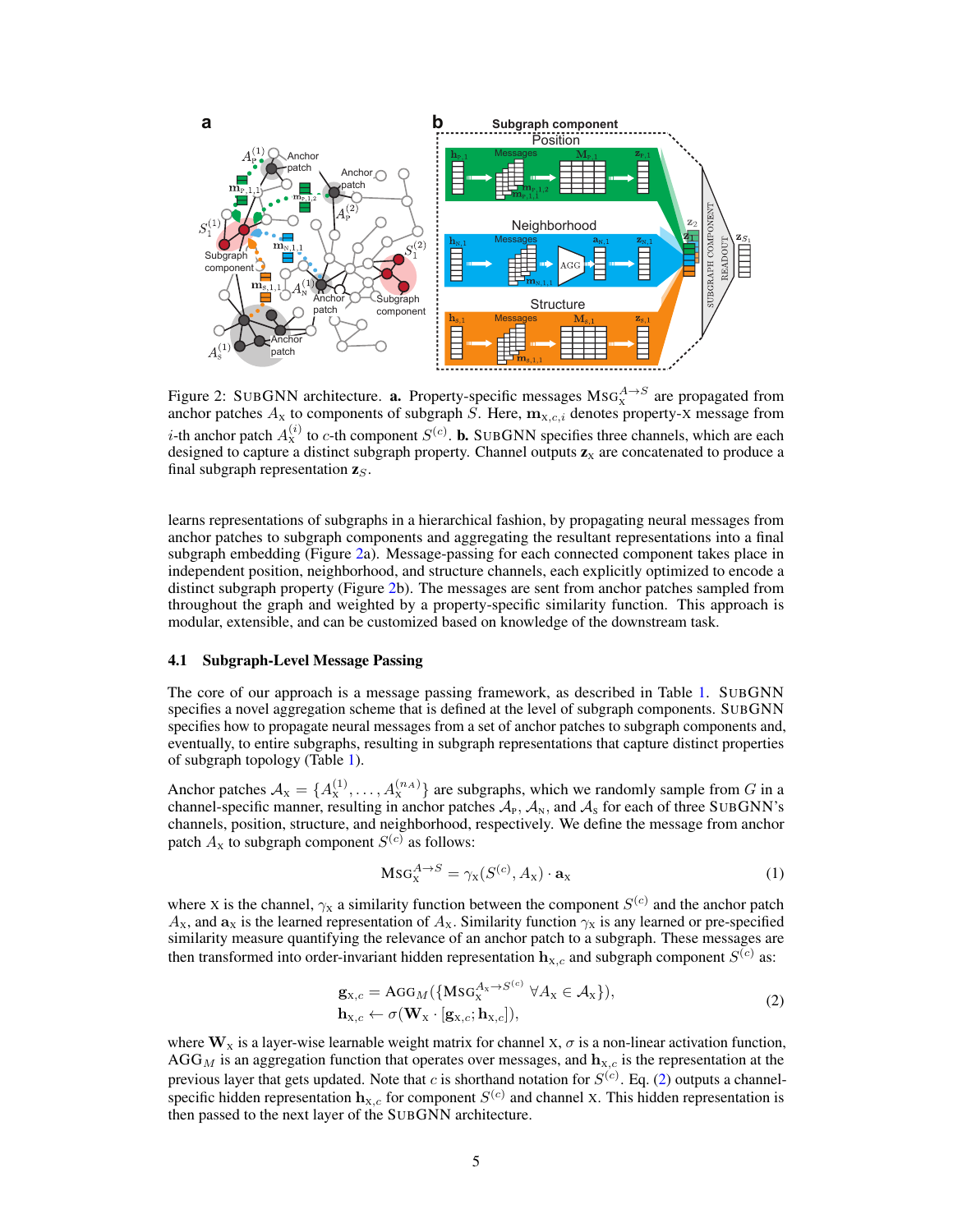Figure 2: SUBGNN architecture. **a.** Property-specific messages $\text{MSG}_{\text{X}}^{A \to S}$ are propagated from anchor patches $A_{\text{X}}$ to components of subgraph $S$. Here, $\mathbf{m}_{\text{X},c,i}$ denotes property-X message from $i$-th anchor patch $A_{\text{X}}^{(i)}$ to $c$-th component $S^{(c)}$. **b.** SUBGNN specifies three channels, which are each designed to capture a distinct subgraph property. Channel outputs $\mathbf{z}_{\text{X}}$ are concatenated to produce a final subgraph representation $\mathbf{z}_S$.

learns representations of subgraphs in a hierarchical fashion, by propagating neural messages from anchor patches to subgraph components and aggregating the resultant representations into a final subgraph embedding (Figure 2a). Message-passing for each connected component takes place in independent position, neighborhood, and structure channels, each explicitly optimized to encode a distinct subgraph property (Figure 2b). The messages are sent from anchor patches sampled from throughout the graph and weighted by a property-specific similarity function. This approach is modular, extensible, and can be customized based on knowledge of the downstream task.

### 4.1 Subgraph-Level Message Passing

The core of our approach is a message passing framework, as described in Table 1. SUBGNN specifies a novel aggregation scheme that is defined at the level of subgraph components. SUBGNN specifies how to propagate neural messages from a set of anchor patches to subgraph components and, eventually, to entire subgraphs, resulting in subgraph representations that capture distinct properties of subgraph topology (Table 1).

Anchor patches $\mathcal{A}_{\text{X}} = \{A_{\text{X}}^{(1)}, \ldots, A_{\text{X}}^{(n_A)}\}$ are subgraphs, which we randomly sample from $G$ in a channel-specific manner, resulting in anchor patches $\mathcal{A}_{\text{P}}$, $\mathcal{A}_{\text{N}}$, and $\mathcal{A}_{\text{S}}$ for each of three SUBGNN's channels, position, structure, and neighborhood, respectively. We define the message from anchor patch $A_{\text{X}}$ to subgraph component $S^{(c)}$ as follows:

$$\text{MSG}_{\text{X}}^{A \to S} = \gamma_{\text{X}}(S^{(c)}, A_{\text{X}}) \cdot \mathbf{a}_{\text{X}} \tag{1}$$

where X is the channel, $\gamma_{\text{X}}$ a similarity function between the component $S^{(c)}$ and the anchor patch $A_{\text{X}}$, and $\mathbf{a}_{\text{X}}$ is the learned representation of $A_{\text{X}}$. Similarity function $\gamma_{\text{X}}$ is any learned or pre-specified similarity measure quantifying the relevance of an anchor patch to a subgraph. These messages are then transformed into order-invariant hidden representation $\mathbf{h}_{\text{X},c}$ and subgraph component $S^{(c)}$ as:

$$\begin{aligned} \mathbf{g}_{\text{X},c} &= \text{AGG}_M(\{\text{MSG}_{\text{X}}^{A_{\text{X}} \to S^{(c)}} \; \forall A_{\text{X}} \in \mathcal{A}_{\text{X}}\}), \\ \mathbf{h}_{\text{X},c} &\leftarrow \sigma(\mathbf{W}_{\text{X}} \cdot [\mathbf{g}_{\text{X},c}; \mathbf{h}_{\text{X},c}]), \end{aligned} \tag{2}$$

where $\mathbf{W}_{\text{X}}$ is a layer-wise learnable weight matrix for channel X, $\sigma$ is a non-linear activation function, $\text{AGG}_M$ is an aggregation function that operates over messages, and $\mathbf{h}_{\text{X},c}$ is the representation at the previous layer that gets updated. Note that $c$ is shorthand notation for $S^{(c)}$. Eq. (2) outputs a channel-specific hidden representation $\mathbf{h}_{\text{X},c}$ for component $S^{(c)}$ and channel X. This hidden representation is then passed to the next layer of the SUBGNN architecture.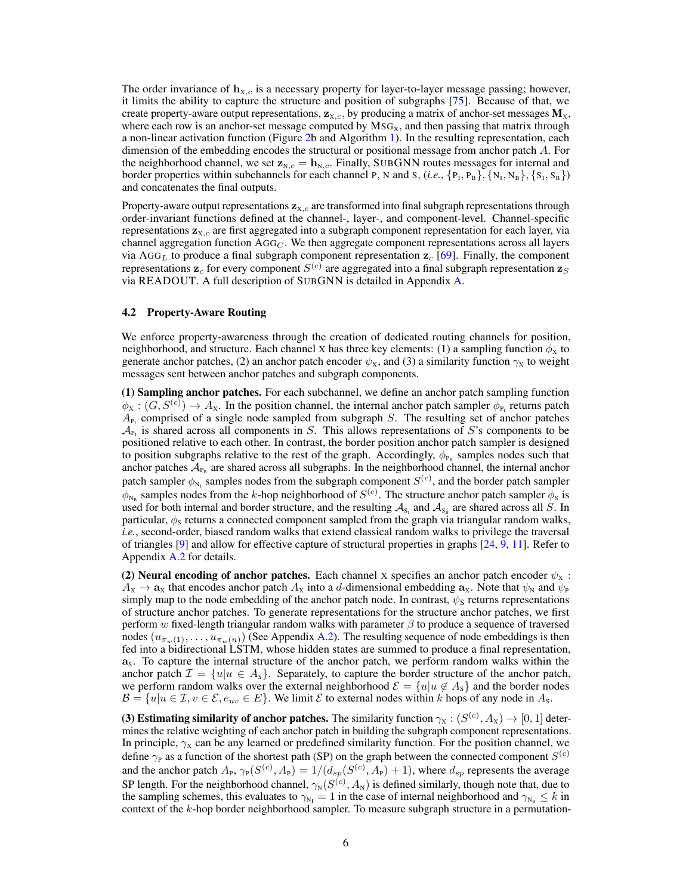The order invariance of $\mathbf{h}_{\text{X},c}$ is a necessary property for layer-to-layer message passing; however, it limits the ability to capture the structure and position of subgraphs [75]. Because of that, we create property-aware output representations, $\mathbf{z}_{\text{X},c}$, by producing a matrix of anchor-set messages $\mathbf{M}_{\text{X}}$, where each row is an anchor-set message computed by $\text{MSG}_{\text{X}}$, and then passing that matrix through a non-linear activation function (Figure 2b and Algorithm 1). In the resulting representation, each dimension of the embedding encodes the structural or positional message from anchor patch $A$. For the neighborhood channel, we set $\mathbf{z}_{\text{N},c} = \mathbf{h}_{\text{N},c}$. Finally, SubGNN routes messages for internal and border properties within subchannels for each channel P, N and S, (*i.e.*, $\{\text{P}_\text{I}, \text{P}_\text{B}\}, \{\text{N}_\text{I}, \text{N}_\text{B}\}, \{\text{S}_\text{I}, \text{S}_\text{B}\}$) and concatenates the final outputs.

Property-aware output representations $\mathbf{z}_{\text{X},c}$ are transformed into final subgraph representations through order-invariant functions defined at the channel-, layer-, and component-level. Channel-specific representations $\mathbf{z}_{\text{X},c}$ are first aggregated into a subgraph component representation for each layer, via channel aggregation function $\text{AGG}_C$. We then aggregate component representations across all layers via $\text{AGG}_L$ to produce a final subgraph component representation $\mathbf{z}_c$ [69]. Finally, the component representations $\mathbf{z}_c$ for every component $S^{(c)}$ are aggregated into a final subgraph representation $\mathbf{z}_S$ via READOUT. A full description of SubGNN is detailed in Appendix A.

### 4.2 Property-Aware Routing

We enforce property-awareness through the creation of dedicated routing channels for position, neighborhood, and structure. Each channel X has three key elements: (1) a sampling function $\phi_\text{X}$ to generate anchor patches, (2) an anchor patch encoder $\psi_\text{X}$, and (3) a similarity function $\gamma_\text{X}$ to weight messages sent between anchor patches and subgraph components.

**(1) Sampling anchor patches.** For each subchannel, we define an anchor patch sampling function $\phi_\text{X} : (G, S^{(c)}) \rightarrow A_\text{X}$. In the position channel, the internal anchor patch sampler $\phi_{\text{P}_\text{I}}$ returns patch $A_{\text{P}_\text{I}}$ comprised of a single node sampled from subgraph $S$. The resulting set of anchor patches $\mathcal{A}_{\text{P}_\text{I}}$ is shared across all components in $S$. This allows representations of $S$'s components to be positioned relative to each other. In contrast, the border position anchor patch sampler is designed to position subgraphs relative to the rest of the graph. Accordingly, $\phi_{\text{P}_\text{B}}$ samples nodes such that anchor patches $\mathcal{A}_{\text{P}_\text{B}}$ are shared across all subgraphs. In the neighborhood channel, the internal anchor patch sampler $\phi_{\text{N}_\text{I}}$ samples nodes from the subgraph component $S^{(c)}$, and the border patch sampler $\phi_{\text{N}_\text{B}}$ samples nodes from the $k$-hop neighborhood of $S^{(c)}$. The structure anchor patch sampler $\phi_\text{S}$ is used for both internal and border structure, and the resulting $\mathcal{A}_{\text{S}_\text{I}}$ and $\mathcal{A}_{\text{S}_\text{B}}$ are shared across all $S$. In particular, $\phi_\text{S}$ returns a connected component sampled from the graph via triangular random walks, *i.e.*, second-order, biased random walks that extend classical random walks to privilege the traversal of triangles [9] and allow for effective capture of structural properties in graphs [24, 9, 11]. Refer to Appendix A.2 for details.

**(2) Neural encoding of anchor patches.** Each channel X specifies an anchor patch encoder $\psi_\text{X} : A_\text{X} \rightarrow \mathbf{a}_\text{X}$ that encodes anchor patch $A_\text{X}$ into a $d$-dimensional embedding $\mathbf{a}_\text{X}$. Note that $\psi_\text{N}$ and $\psi_\text{P}$ simply map to the node embedding of the anchor patch node. In contrast, $\psi_\text{S}$ returns representations of structure anchor patches. To generate representations for the structure anchor patches, we first perform $w$ fixed-length triangular random walks with parameter $\beta$ to produce a sequence of traversed nodes $(u_{\pi_w(1)}, \ldots, u_{\pi_w(n)})$ (See Appendix A.2). The resulting sequence of node embeddings is then fed into a bidirectional LSTM, whose hidden states are summed to produce a final representation, $\mathbf{a}_\text{S}$. To capture the internal structure of the anchor patch, we perform random walks within the anchor patch $\mathcal{I} = \{u | u \in A_\text{S}\}$. Separately, to capture the border structure of the anchor patch, we perform random walks over the external neighborhood $\mathcal{E} = \{u | u \notin A_\text{S}\}$ and the border nodes $\mathcal{B} = \{u | u \in \mathcal{I}, v \in \mathcal{E}, e_{uv} \in E\}$. We limit $\mathcal{E}$ to external nodes within $k$ hops of any node in $A_\text{S}$.

**(3) Estimating similarity of anchor patches.** The similarity function $\gamma_\text{X} : (S^{(c)}, A_\text{X}) \rightarrow [0, 1]$ determines the relative weighting of each anchor patch in building the subgraph component representations. In principle, $\gamma_\text{X}$ can be any learned or predefined similarity function. For the position channel, we define $\gamma_\text{P}$ as a function of the shortest path (SP) on the graph between the connected component $S^{(c)}$ and the anchor patch $A_\text{P}$, $\gamma_\text{P}(S^{(c)}, A_\text{P}) = 1/(d_{sp}(S^{(c)}, A_\text{P}) + 1)$, where $d_{sp}$ represents the average SP length. For the neighborhood channel, $\gamma_\text{N}(S^{(c)}, A_\text{N})$ is defined similarly, though note that, due to the sampling schemes, this evaluates to $\gamma_{\text{N}_\text{I}} = 1$ in the case of internal neighborhood and $\gamma_{\text{N}_\text{B}} \leq k$ in context of the $k$-hop border neighborhood sampler. To measure subgraph structure in a permutation-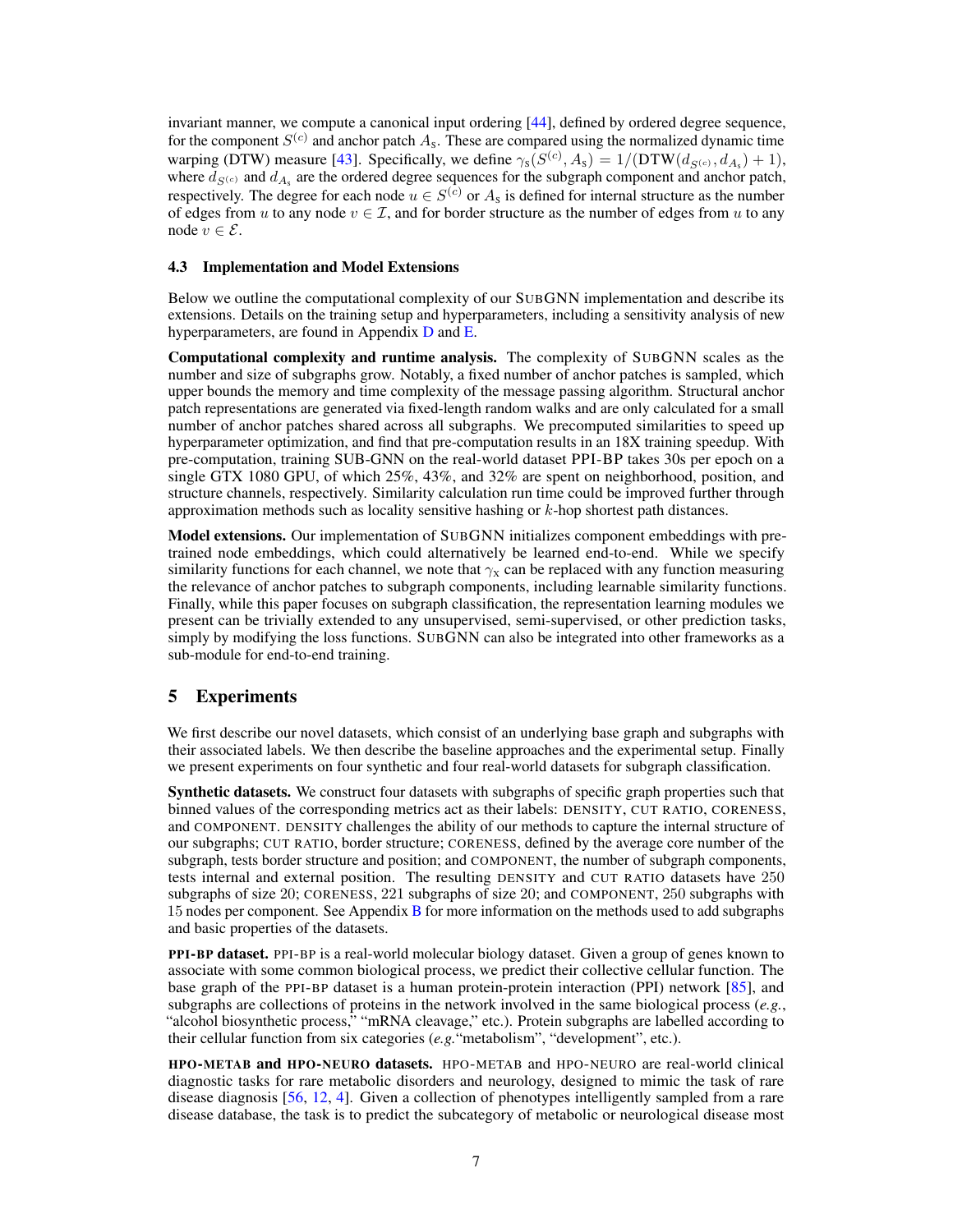invariant manner, we compute a canonical input ordering [44], defined by ordered degree sequence, for the component $S^{(c)}$ and anchor patch $A_\text{s}$. These are compared using the normalized dynamic time warping (DTW) measure [43]. Specifically, we define $\gamma_\text{s}(S^{(c)}, A_\text{s}) = 1/(\text{DTW}(d_{S^{(c)}}, d_{A_\text{s}}) + 1)$, where $d_{S^{(c)}}$ and $d_{A_\text{s}}$ are the ordered degree sequences for the subgraph component and anchor patch, respectively. The degree for each node $u \in S^{(c)}$ or $A_\text{s}$ is defined for internal structure as the number of edges from $u$ to any node $v \in \mathcal{I}$, and for border structure as the number of edges from $u$ to any node $v \in \mathcal{E}$.

### 4.3 Implementation and Model Extensions

Below we outline the computational complexity of our SUBGNN implementation and describe its extensions. Details on the training setup and hyperparameters, including a sensitivity analysis of new hyperparameters, are found in Appendix D and E.

**Computational complexity and runtime analysis.** The complexity of SUBGNN scales as the number and size of subgraphs grow. Notably, a fixed number of anchor patches is sampled, which upper bounds the memory and time complexity of the message passing algorithm. Structural anchor patch representations are generated via fixed-length random walks and are only calculated for a small number of anchor patches shared across all subgraphs. We precomputed similarities to speed up hyperparameter optimization, and find that pre-computation results in an 18X training speedup. With pre-computation, training SUB-GNN on the real-world dataset PPI-BP takes 30s per epoch on a single GTX 1080 GPU, of which 25%, 43%, and 32% are spent on neighborhood, position, and structure channels, respectively. Similarity calculation run time could be improved further through approximation methods such as locality sensitive hashing or $k$-hop shortest path distances.

**Model extensions.** Our implementation of SUBGNN initializes component embeddings with pre-trained node embeddings, which could alternatively be learned end-to-end. While we specify similarity functions for each channel, we note that $\gamma_\text{x}$ can be replaced with any function measuring the relevance of anchor patches to subgraph components, including learnable similarity functions. Finally, while this paper focuses on subgraph classification, the representation learning modules we present can be trivially extended to any unsupervised, semi-supervised, or other prediction tasks, simply by modifying the loss functions. SUBGNN can also be integrated into other frameworks as a sub-module for end-to-end training.

## 5 Experiments

We first describe our novel datasets, which consist of an underlying base graph and subgraphs with their associated labels. We then describe the baseline approaches and the experimental setup. Finally we present experiments on four synthetic and four real-world datasets for subgraph classification.

**Synthetic datasets.** We construct four datasets with subgraphs of specific graph properties such that binned values of the corresponding metrics act as their labels: DENSITY, CUT RATIO, CORENESS, and COMPONENT. DENSITY challenges the ability of our methods to capture the internal structure of our subgraphs; CUT RATIO, border structure; CORENESS, defined by the average core number of the subgraph, tests border structure and position; and COMPONENT, the number of subgraph components, tests internal and external position. The resulting DENSITY and CUT RATIO datasets have 250 subgraphs of size 20; CORENESS, 221 subgraphs of size 20; and COMPONENT, 250 subgraphs with 15 nodes per component. See Appendix B for more information on the methods used to add subgraphs and basic properties of the datasets.

**PPI-BP dataset.** PPI-BP is a real-world molecular biology dataset. Given a group of genes known to associate with some common biological process, we predict their collective cellular function. The base graph of the PPI-BP dataset is a human protein-protein interaction (PPI) network [85], and subgraphs are collections of proteins in the network involved in the same biological process (*e.g.*, "alcohol biosynthetic process," "mRNA cleavage," etc.). Protein subgraphs are labelled according to their cellular function from six categories (*e.g.*"metabolism", "development", etc.).

**HPO-METAB and HPO-NEURO datasets.** HPO-METAB and HPO-NEURO are real-world clinical diagnostic tasks for rare metabolic disorders and neurology, designed to mimic the task of rare disease diagnosis [56, 12, 4]. Given a collection of phenotypes intelligently sampled from a rare disease database, the task is to predict the subcategory of metabolic or neurological disease most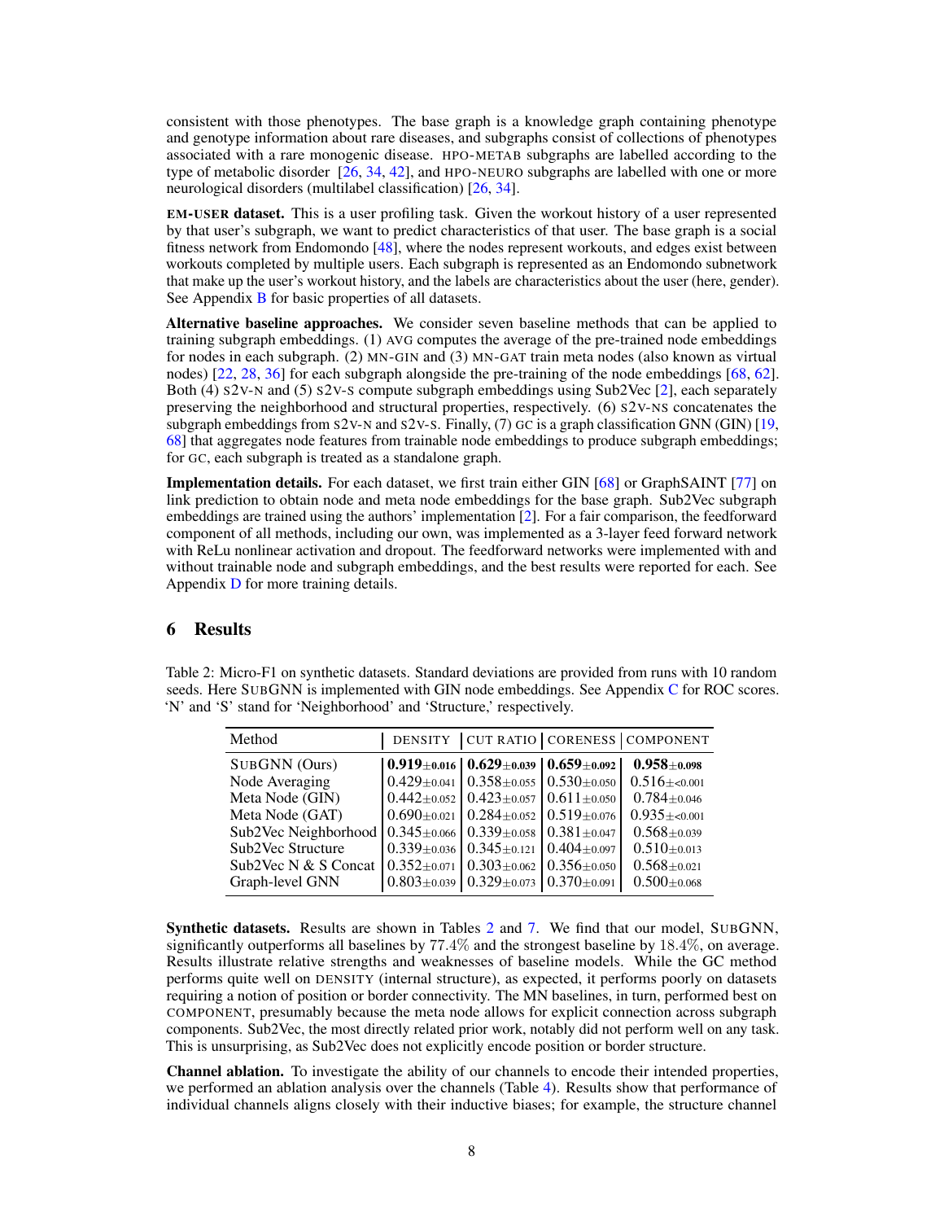consistent with those phenotypes. The base graph is a knowledge graph containing phenotype and genotype information about rare diseases, and subgraphs consist of collections of phenotypes associated with a rare monogenic disease. HPO-METAB subgraphs are labelled according to the type of metabolic disorder [26, 34, 42], and HPO-NEURO subgraphs are labelled with one or more neurological disorders (multilabel classification) [26, 34].

**EM-USER dataset.** This is a user profiling task. Given the workout history of a user represented by that user's subgraph, we want to predict characteristics of that user. The base graph is a social fitness network from Endomondo [48], where the nodes represent workouts, and edges exist between workouts completed by multiple users. Each subgraph is represented as an Endomondo subnetwork that make up the user's workout history, and the labels are characteristics about the user (here, gender). See Appendix B for basic properties of all datasets.

**Alternative baseline approaches.** We consider seven baseline methods that can be applied to training subgraph embeddings. (1) AVG computes the average of the pre-trained node embeddings for nodes in each subgraph. (2) MN-GIN and (3) MN-GAT train meta nodes (also known as virtual nodes) [22, 28, 36] for each subgraph alongside the pre-training of the node embeddings [68, 62]. Both (4) S2V-N and (5) S2V-S compute subgraph embeddings using Sub2Vec [2], each separately preserving the neighborhood and structural properties, respectively. (6) S2V-NS concatenates the subgraph embeddings from S2V-N and S2V-S. Finally, (7) GC is a graph classification GNN (GIN) [19, 68] that aggregates node features from trainable node embeddings to produce subgraph embeddings; for GC, each subgraph is treated as a standalone graph.

**Implementation details.** For each dataset, we first train either GIN [68] or GraphSAINT [77] on link prediction to obtain node and meta node embeddings for the base graph. Sub2Vec subgraph embeddings are trained using the authors' implementation [2]. For a fair comparison, the feedforward component of all methods, including our own, was implemented as a 3-layer feed forward network with ReLu nonlinear activation and dropout. The feedforward networks were implemented with and without trainable node and subgraph embeddings, and the best results were reported for each. See Appendix D for more training details.

# 6 Results

Table 2: Micro-F1 on synthetic datasets. Standard deviations are provided from runs with 10 random seeds. Here SUBGNN is implemented with GIN node embeddings. See Appendix C for ROC scores. 'N' and 'S' stand for 'Neighborhood' and 'Structure,' respectively.

| Method | DENSITY | CUT RATIO | CORENESS | COMPONENT |
|---|---|---|---|---|
| SUBGNN (Ours) | **0.919**$\pm$0.016 | **0.629**$\pm$0.039 | **0.659**$\pm$0.092 | **0.958**$\pm$0.098 |
| Node Averaging | 0.429$\pm$0.041 | 0.358$\pm$0.055 | 0.530$\pm$0.050 | 0.516$\pm$<0.001 |
| Meta Node (GIN) | 0.442$\pm$0.052 | 0.423$\pm$0.057 | 0.611$\pm$0.050 | 0.784$\pm$0.046 |
| Meta Node (GAT) | 0.690$\pm$0.021 | 0.284$\pm$0.052 | 0.519$\pm$0.076 | 0.935$\pm$<0.001 |
| Sub2Vec Neighborhood | 0.345$\pm$0.066 | 0.339$\pm$0.058 | 0.381$\pm$0.047 | 0.568$\pm$0.039 |
| Sub2Vec Structure | 0.339$\pm$0.036 | 0.345$\pm$0.121 | 0.404$\pm$0.097 | 0.510$\pm$0.013 |
| Sub2Vec N & S Concat | 0.352$\pm$0.071 | 0.303$\pm$0.062 | 0.356$\pm$0.050 | 0.568$\pm$0.021 |
| Graph-level GNN | 0.803$\pm$0.039 | 0.329$\pm$0.073 | 0.370$\pm$0.091 | 0.500$\pm$0.068 |

**Synthetic datasets.** Results are shown in Tables 2 and 7. We find that our model, SUBGNN, significantly outperforms all baselines by 77.4% and the strongest baseline by 18.4%, on average. Results illustrate relative strengths and weaknesses of baseline models. While the GC method performs quite well on DENSITY (internal structure), as expected, it performs poorly on datasets requiring a notion of position or border connectivity. The MN baselines, in turn, performed best on COMPONENT, presumably because the meta node allows for explicit connection across subgraph components. Sub2Vec, the most directly related prior work, notably did not perform well on any task. This is unsurprising, as Sub2Vec does not explicitly encode position or border structure.

**Channel ablation.** To investigate the ability of our channels to encode their intended properties, we performed an ablation analysis over the channels (Table 4). Results show that performance of individual channels aligns closely with their inductive biases; for example, the structure channel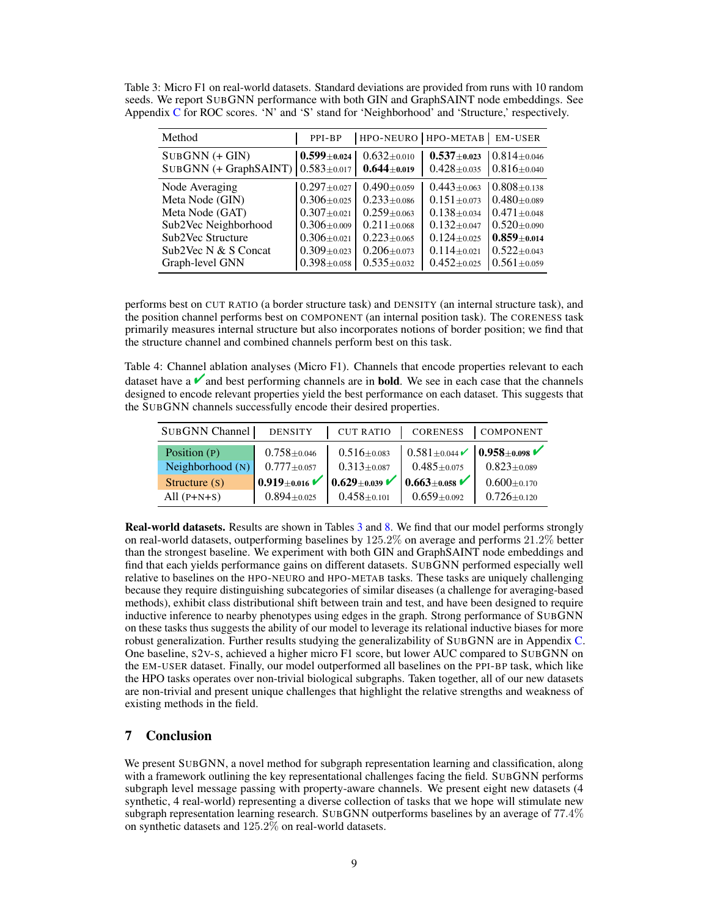Table 3: Micro F1 on real-world datasets. Standard deviations are provided from runs with 10 random seeds. We report SUBGNN performance with both GIN and GraphSAINT node embeddings. See Appendix C for ROC scores. 'N' and 'S' stand for 'Neighborhood' and 'Structure,' respectively.

| Method | PPI-BP | HPO-NEURO | HPO-METAB | EM-USER |
|---|---|---|---|---|
| SUBGNN (+ GIN) | **0.599**$\pm$**0.024** | 0.632$\pm$0.010 | **0.537**$\pm$**0.023** | 0.814$\pm$0.046 |
| SUBGNN (+ GraphSAINT) | 0.583$\pm$0.017 | **0.644**$\pm$**0.019** | 0.428$\pm$0.035 | 0.816$\pm$0.040 |
| Node Averaging | 0.297$\pm$0.027 | 0.490$\pm$0.059 | 0.443$\pm$0.063 | 0.808$\pm$0.138 |
| Meta Node (GIN) | 0.306$\pm$0.025 | 0.233$\pm$0.086 | 0.151$\pm$0.073 | 0.480$\pm$0.089 |
| Meta Node (GAT) | 0.307$\pm$0.021 | 0.259$\pm$0.063 | 0.138$\pm$0.034 | 0.471$\pm$0.048 |
| Sub2Vec Neighborhood | 0.306$\pm$0.009 | 0.211$\pm$0.068 | 0.132$\pm$0.047 | 0.520$\pm$0.090 |
| Sub2Vec Structure | 0.306$\pm$0.021 | 0.223$\pm$0.065 | 0.124$\pm$0.025 | **0.859**$\pm$**0.014** |
| Sub2Vec N & S Concat | 0.309$\pm$0.023 | 0.206$\pm$0.073 | 0.114$\pm$0.021 | 0.522$\pm$0.043 |
| Graph-level GNN | 0.398$\pm$0.058 | 0.535$\pm$0.032 | 0.452$\pm$0.025 | 0.561$\pm$0.059 |

performs best on CUT RATIO (a border structure task) and DENSITY (an internal structure task), and the position channel performs best on COMPONENT (an internal position task). The CORENESS task primarily measures internal structure but also incorporates notions of border position; we find that the structure channel and combined channels perform best on this task.

Table 4: Channel ablation analyses (Micro F1). Channels that encode properties relevant to each dataset have a ✔ and best performing channels are in **bold**. We see in each case that the channels designed to encode relevant properties yield the best performance on each dataset. This suggests that the SUBGNN channels successfully encode their desired properties.

| SUBGNN Channel | DENSITY | CUT RATIO | CORENESS | COMPONENT |
|---|---|---|---|---|
| Position (P) | 0.758$\pm$0.046 | 0.516$\pm$0.083 | 0.581$\pm$0.044 ✔ | **0.958**$\pm$**0.098** ✔ |
| Neighborhood (N) | 0.777$\pm$0.057 | 0.313$\pm$0.087 | 0.485$\pm$0.075 | 0.823$\pm$0.089 |
| Structure (S) | **0.919**$\pm$**0.016** ✔ | **0.629**$\pm$**0.039** ✔ | **0.663**$\pm$**0.058** ✔ | 0.600$\pm$0.170 |
| All (P+N+S) | 0.894$\pm$0.025 | 0.458$\pm$0.101 | 0.659$\pm$0.092 | 0.726$\pm$0.120 |

**Real-world datasets.** Results are shown in Tables 3 and 8. We find that our model performs strongly on real-world datasets, outperforming baselines by 125.2% on average and performs 21.2% better than the strongest baseline. We experiment with both GIN and GraphSAINT node embeddings and find that each yields performance gains on different datasets. SUBGNN performed especially well relative to baselines on the HPO-NEURO and HPO-METAB tasks. These tasks are uniquely challenging because they require distinguishing subcategories of similar diseases (a challenge for averaging-based methods), exhibit class distributional shift between train and test, and have been designed to require inductive inference to nearby phenotypes using edges in the graph. Strong performance of SUBGNN on these tasks thus suggests the ability of our model to leverage its relational inductive biases for more robust generalization. Further results studying the generalizability of SUBGNN are in Appendix C. One baseline, S2V-S, achieved a higher micro F1 score, but lower AUC compared to SUBGNN on the EM-USER dataset. Finally, our model outperformed all baselines on the PPI-BP task, which like the HPO tasks operates over non-trivial biological subgraphs. Taken together, all of our new datasets are non-trivial and present unique challenges that highlight the relative strengths and weakness of existing methods in the field.

## 7 Conclusion

We present SUBGNN, a novel method for subgraph representation learning and classification, along with a framework outlining the key representational challenges facing the field. SUBGNN performs subgraph level message passing with property-aware channels. We present eight new datasets (4 synthetic, 4 real-world) representing a diverse collection of tasks that we hope will stimulate new subgraph representation learning research. SUBGNN outperforms baselines by an average of 77.4% on synthetic datasets and 125.2% on real-world datasets.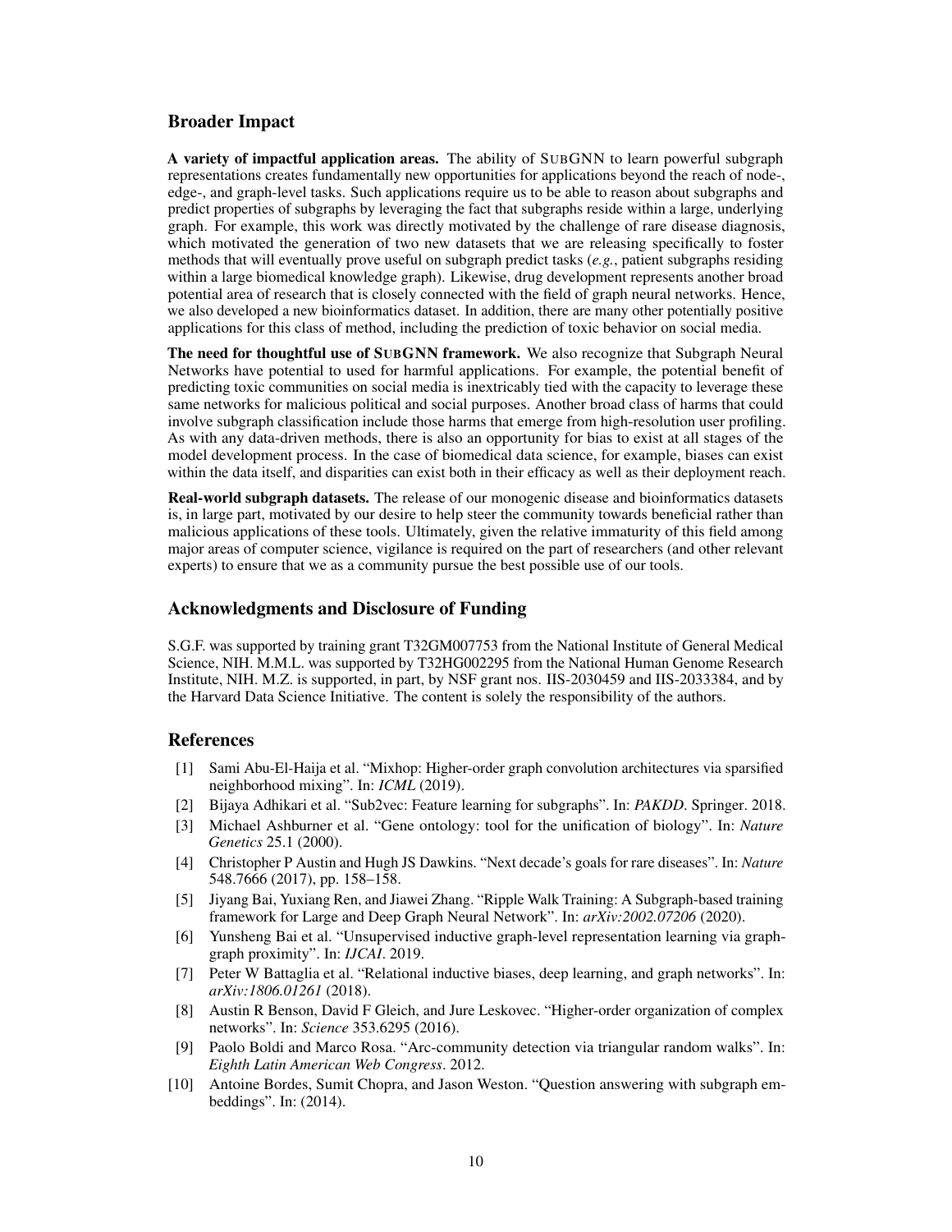## Broader Impact

**A variety of impactful application areas.** The ability of SUBGNN to learn powerful subgraph representations creates fundamentally new opportunities for applications beyond the reach of node-, edge-, and graph-level tasks. Such applications require us to be able to reason about subgraphs and predict properties of subgraphs by leveraging the fact that subgraphs reside within a large, underlying graph. For example, this work was directly motivated by the challenge of rare disease diagnosis, which motivated the generation of two new datasets that we are releasing specifically to foster methods that will eventually prove useful on subgraph predict tasks (*e.g.*, patient subgraphs residing within a large biomedical knowledge graph). Likewise, drug development represents another broad potential area of research that is closely connected with the field of graph neural networks. Hence, we also developed a new bioinformatics dataset. In addition, there are many other potentially positive applications for this class of method, including the prediction of toxic behavior on social media.

**The need for thoughtful use of SUBGNN framework.** We also recognize that Subgraph Neural Networks have potential to used for harmful applications. For example, the potential benefit of predicting toxic communities on social media is inextricably tied with the capacity to leverage these same networks for malicious political and social purposes. Another broad class of harms that could involve subgraph classification include those harms that emerge from high-resolution user profiling. As with any data-driven methods, there is also an opportunity for bias to exist at all stages of the model development process. In the case of biomedical data science, for example, biases can exist within the data itself, and disparities can exist both in their efficacy as well as their deployment reach.

**Real-world subgraph datasets.** The release of our monogenic disease and bioinformatics datasets is, in large part, motivated by our desire to help steer the community towards beneficial rather than malicious applications of these tools. Ultimately, given the relative immaturity of this field among major areas of computer science, vigilance is required on the part of researchers (and other relevant experts) to ensure that we as a community pursue the best possible use of our tools.

## Acknowledgments and Disclosure of Funding

S.G.F. was supported by training grant T32GM007753 from the National Institute of General Medical Science, NIH. M.M.L. was supported by T32HG002295 from the National Human Genome Research Institute, NIH. M.Z. is supported, in part, by NSF grant nos. IIS-2030459 and IIS-2033384, and by the Harvard Data Science Initiative. The content is solely the responsibility of the authors.

## References

[1] Sami Abu-El-Haija et al. "Mixhop: Higher-order graph convolution architectures via sparsified neighborhood mixing". In: *ICML* (2019).

[2] Bijaya Adhikari et al. "Sub2vec: Feature learning for subgraphs". In: *PAKDD*. Springer. 2018.

[3] Michael Ashburner et al. "Gene ontology: tool for the unification of biology". In: *Nature Genetics* 25.1 (2000).

[4] Christopher P Austin and Hugh JS Dawkins. "Next decade's goals for rare diseases". In: *Nature* 548.7666 (2017), pp. 158–158.

[5] Jiyang Bai, Yuxiang Ren, and Jiawei Zhang. "Ripple Walk Training: A Subgraph-based training framework for Large and Deep Graph Neural Network". In: *arXiv:2002.07206* (2020).

[6] Yunsheng Bai et al. "Unsupervised inductive graph-level representation learning via graph-graph proximity". In: *IJCAI*. 2019.

[7] Peter W Battaglia et al. "Relational inductive biases, deep learning, and graph networks". In: *arXiv:1806.01261* (2018).

[8] Austin R Benson, David F Gleich, and Jure Leskovec. "Higher-order organization of complex networks". In: *Science* 353.6295 (2016).

[9] Paolo Boldi and Marco Rosa. "Arc-community detection via triangular random walks". In: *Eighth Latin American Web Congress*. 2012.

[10] Antoine Bordes, Sumit Chopra, and Jason Weston. "Question answering with subgraph embeddings". In: (2014).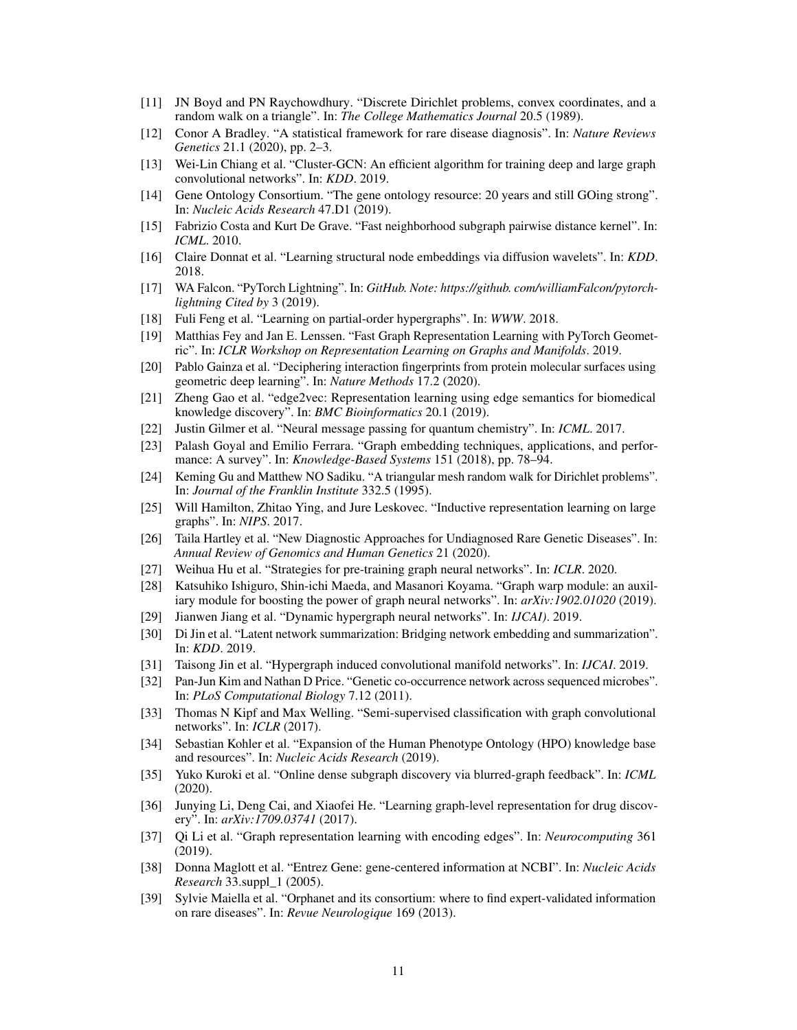- [11] JN Boyd and PN Raychowdhury. "Discrete Dirichlet problems, convex coordinates, and a random walk on a triangle". In: *The College Mathematics Journal* 20.5 (1989).
- [12] Conor A Bradley. "A statistical framework for rare disease diagnosis". In: *Nature Reviews Genetics* 21.1 (2020), pp. 2–3.
- [13] Wei-Lin Chiang et al. "Cluster-GCN: An efficient algorithm for training deep and large graph convolutional networks". In: *KDD*. 2019.
- [14] Gene Ontology Consortium. "The gene ontology resource: 20 years and still GOing strong". In: *Nucleic Acids Research* 47.D1 (2019).
- [15] Fabrizio Costa and Kurt De Grave. "Fast neighborhood subgraph pairwise distance kernel". In: *ICML*. 2010.
- [16] Claire Donnat et al. "Learning structural node embeddings via diffusion wavelets". In: *KDD*. 2018.
- [17] WA Falcon. "PyTorch Lightning". In: *GitHub. Note: https://github. com/williamFalcon/pytorch-lightning Cited by* 3 (2019).
- [18] Fuli Feng et al. "Learning on partial-order hypergraphs". In: *WWW*. 2018.
- [19] Matthias Fey and Jan E. Lenssen. "Fast Graph Representation Learning with PyTorch Geometric". In: *ICLR Workshop on Representation Learning on Graphs and Manifolds*. 2019.
- [20] Pablo Gainza et al. "Deciphering interaction fingerprints from protein molecular surfaces using geometric deep learning". In: *Nature Methods* 17.2 (2020).
- [21] Zheng Gao et al. "edge2vec: Representation learning using edge semantics for biomedical knowledge discovery". In: *BMC Bioinformatics* 20.1 (2019).
- [22] Justin Gilmer et al. "Neural message passing for quantum chemistry". In: *ICML*. 2017.
- [23] Palash Goyal and Emilio Ferrara. "Graph embedding techniques, applications, and performance: A survey". In: *Knowledge-Based Systems* 151 (2018), pp. 78–94.
- [24] Keming Gu and Matthew NO Sadiku. "A triangular mesh random walk for Dirichlet problems". In: *Journal of the Franklin Institute* 332.5 (1995).
- [25] Will Hamilton, Zhitao Ying, and Jure Leskovec. "Inductive representation learning on large graphs". In: *NIPS*. 2017.
- [26] Taila Hartley et al. "New Diagnostic Approaches for Undiagnosed Rare Genetic Diseases". In: *Annual Review of Genomics and Human Genetics* 21 (2020).
- [27] Weihua Hu et al. "Strategies for pre-training graph neural networks". In: *ICLR*. 2020.
- [28] Katsuhiko Ishiguro, Shin-ichi Maeda, and Masanori Koyama. "Graph warp module: an auxiliary module for boosting the power of graph neural networks". In: *arXiv:1902.01020* (2019).
- [29] Jianwen Jiang et al. "Dynamic hypergraph neural networks". In: *IJCAI)*. 2019.
- [30] Di Jin et al. "Latent network summarization: Bridging network embedding and summarization". In: *KDD*. 2019.
- [31] Taisong Jin et al. "Hypergraph induced convolutional manifold networks". In: *IJCAI*. 2019.
- [32] Pan-Jun Kim and Nathan D Price. "Genetic co-occurrence network across sequenced microbes". In: *PLoS Computational Biology* 7.12 (2011).
- [33] Thomas N Kipf and Max Welling. "Semi-supervised classification with graph convolutional networks". In: *ICLR* (2017).
- [34] Sebastian Kohler et al. "Expansion of the Human Phenotype Ontology (HPO) knowledge base and resources". In: *Nucleic Acids Research* (2019).
- [35] Yuko Kuroki et al. "Online dense subgraph discovery via blurred-graph feedback". In: *ICML* (2020).
- [36] Junying Li, Deng Cai, and Xiaofei He. "Learning graph-level representation for drug discovery". In: *arXiv:1709.03741* (2017).
- [37] Qi Li et al. "Graph representation learning with encoding edges". In: *Neurocomputing* 361 (2019).
- [38] Donna Maglott et al. "Entrez Gene: gene-centered information at NCBI". In: *Nucleic Acids Research* 33.suppl_1 (2005).
- [39] Sylvie Maiella et al. "Orphanet and its consortium: where to find expert-validated information on rare diseases". In: *Revue Neurologique* 169 (2013).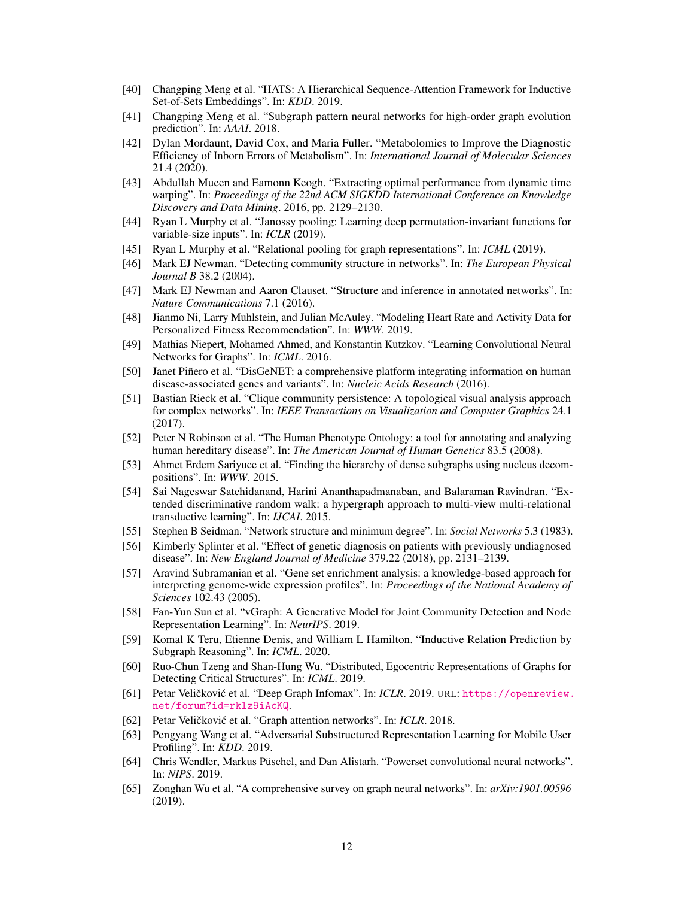[40] Changping Meng et al. "HATS: A Hierarchical Sequence-Attention Framework for Inductive Set-of-Sets Embeddings". In: *KDD*. 2019.

[41] Changping Meng et al. "Subgraph pattern neural networks for high-order graph evolution prediction". In: *AAAI*. 2018.

[42] Dylan Mordaunt, David Cox, and Maria Fuller. "Metabolomics to Improve the Diagnostic Efficiency of Inborn Errors of Metabolism". In: *International Journal of Molecular Sciences* 21.4 (2020).

[43] Abdullah Mueen and Eamonn Keogh. "Extracting optimal performance from dynamic time warping". In: *Proceedings of the 22nd ACM SIGKDD International Conference on Knowledge Discovery and Data Mining*. 2016, pp. 2129–2130.

[44] Ryan L Murphy et al. "Janossy pooling: Learning deep permutation-invariant functions for variable-size inputs". In: *ICLR* (2019).

[45] Ryan L Murphy et al. "Relational pooling for graph representations". In: *ICML* (2019).

[46] Mark EJ Newman. "Detecting community structure in networks". In: *The European Physical Journal B* 38.2 (2004).

[47] Mark EJ Newman and Aaron Clauset. "Structure and inference in annotated networks". In: *Nature Communications* 7.1 (2016).

[48] Jianmo Ni, Larry Muhlstein, and Julian McAuley. "Modeling Heart Rate and Activity Data for Personalized Fitness Recommendation". In: *WWW*. 2019.

[49] Mathias Niepert, Mohamed Ahmed, and Konstantin Kutzkov. "Learning Convolutional Neural Networks for Graphs". In: *ICML*. 2016.

[50] Janet Piñero et al. "DisGeNET: a comprehensive platform integrating information on human disease-associated genes and variants". In: *Nucleic Acids Research* (2016).

[51] Bastian Rieck et al. "Clique community persistence: A topological visual analysis approach for complex networks". In: *IEEE Transactions on Visualization and Computer Graphics* 24.1 (2017).

[52] Peter N Robinson et al. "The Human Phenotype Ontology: a tool for annotating and analyzing human hereditary disease". In: *The American Journal of Human Genetics* 83.5 (2008).

[53] Ahmet Erdem Sariyuce et al. "Finding the hierarchy of dense subgraphs using nucleus decompositions". In: *WWW*. 2015.

[54] Sai Nageswar Satchidanand, Harini Ananthapadmanaban, and Balaraman Ravindran. "Extended discriminative random walk: a hypergraph approach to multi-view multi-relational transductive learning". In: *IJCAI*. 2015.

[55] Stephen B Seidman. "Network structure and minimum degree". In: *Social Networks* 5.3 (1983).

[56] Kimberly Splinter et al. "Effect of genetic diagnosis on patients with previously undiagnosed disease". In: *New England Journal of Medicine* 379.22 (2018), pp. 2131–2139.

[57] Aravind Subramanian et al. "Gene set enrichment analysis: a knowledge-based approach for interpreting genome-wide expression profiles". In: *Proceedings of the National Academy of Sciences* 102.43 (2005).

[58] Fan-Yun Sun et al. "vGraph: A Generative Model for Joint Community Detection and Node Representation Learning". In: *NeurIPS*. 2019.

[59] Komal K Teru, Etienne Denis, and William L Hamilton. "Inductive Relation Prediction by Subgraph Reasoning". In: *ICML*. 2020.

[60] Ruo-Chun Tzeng and Shan-Hung Wu. "Distributed, Egocentric Representations of Graphs for Detecting Critical Structures". In: *ICML*. 2019.

[61] Petar Veličković et al. "Deep Graph Infomax". In: *ICLR*. 2019. URL: https://openreview.net/forum?id=rklz9iAcKQ.

[62] Petar Veličković et al. "Graph attention networks". In: *ICLR*. 2018.

[63] Pengyang Wang et al. "Adversarial Substructured Representation Learning for Mobile User Profiling". In: *KDD*. 2019.

[64] Chris Wendler, Markus Püschel, and Dan Alistarh. "Powerset convolutional neural networks". In: *NIPS*. 2019.

[65] Zonghan Wu et al. "A comprehensive survey on graph neural networks". In: *arXiv:1901.00596* (2019).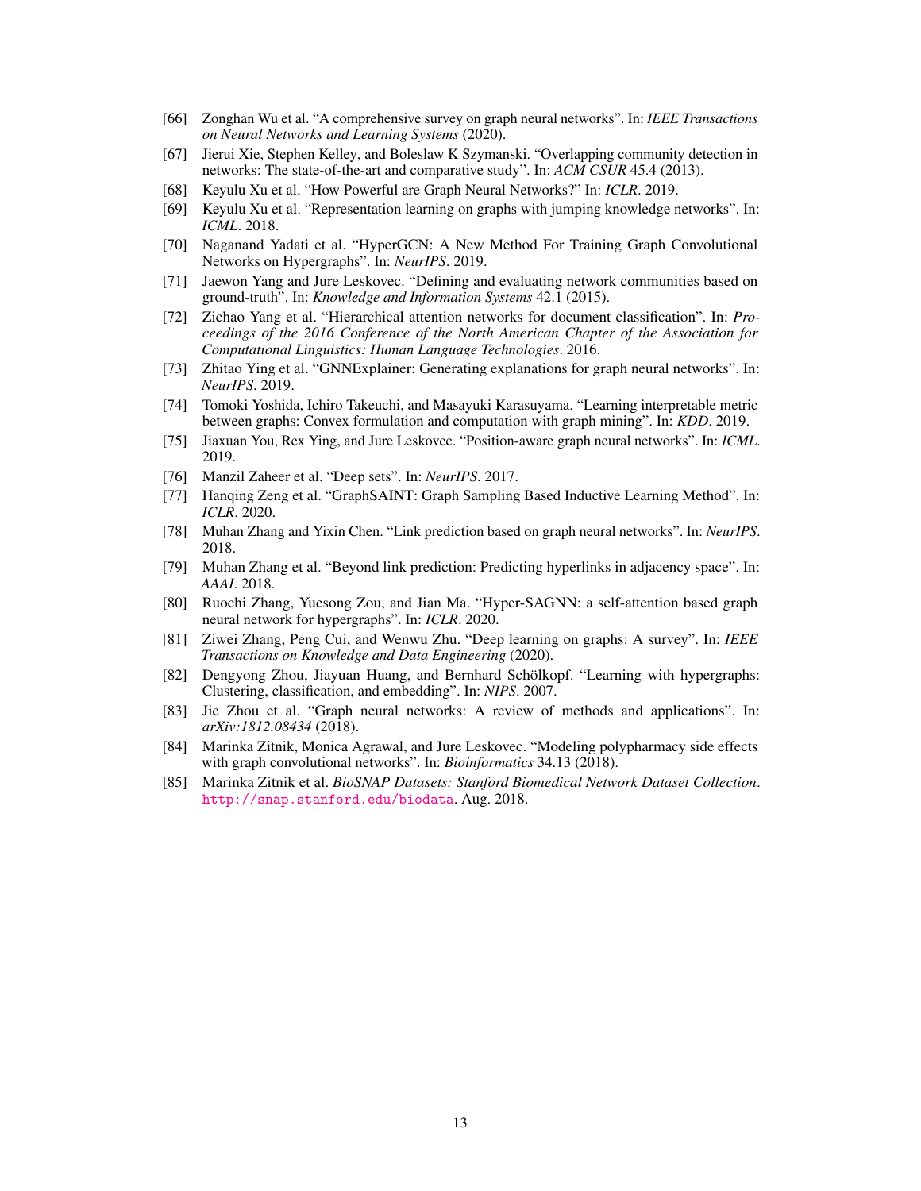[66] Zonghan Wu et al. "A comprehensive survey on graph neural networks". In: *IEEE Transactions on Neural Networks and Learning Systems* (2020).

[67] Jierui Xie, Stephen Kelley, and Boleslaw K Szymanski. "Overlapping community detection in networks: The state-of-the-art and comparative study". In: *ACM CSUR* 45.4 (2013).

[68] Keyulu Xu et al. "How Powerful are Graph Neural Networks?" In: *ICLR*. 2019.

[69] Keyulu Xu et al. "Representation learning on graphs with jumping knowledge networks". In: *ICML*. 2018.

[70] Naganand Yadati et al. "HyperGCN: A New Method For Training Graph Convolutional Networks on Hypergraphs". In: *NeurIPS*. 2019.

[71] Jaewon Yang and Jure Leskovec. "Defining and evaluating network communities based on ground-truth". In: *Knowledge and Information Systems* 42.1 (2015).

[72] Zichao Yang et al. "Hierarchical attention networks for document classification". In: *Proceedings of the 2016 Conference of the North American Chapter of the Association for Computational Linguistics: Human Language Technologies*. 2016.

[73] Zhitao Ying et al. "GNNExplainer: Generating explanations for graph neural networks". In: *NeurIPS*. 2019.

[74] Tomoki Yoshida, Ichiro Takeuchi, and Masayuki Karasuyama. "Learning interpretable metric between graphs: Convex formulation and computation with graph mining". In: *KDD*. 2019.

[75] Jiaxuan You, Rex Ying, and Jure Leskovec. "Position-aware graph neural networks". In: *ICML*. 2019.

[76] Manzil Zaheer et al. "Deep sets". In: *NeurIPS*. 2017.

[77] Hanqing Zeng et al. "GraphSAINT: Graph Sampling Based Inductive Learning Method". In: *ICLR*. 2020.

[78] Muhan Zhang and Yixin Chen. "Link prediction based on graph neural networks". In: *NeurIPS*. 2018.

[79] Muhan Zhang et al. "Beyond link prediction: Predicting hyperlinks in adjacency space". In: *AAAI*. 2018.

[80] Ruochi Zhang, Yuesong Zou, and Jian Ma. "Hyper-SAGNN: a self-attention based graph neural network for hypergraphs". In: *ICLR*. 2020.

[81] Ziwei Zhang, Peng Cui, and Wenwu Zhu. "Deep learning on graphs: A survey". In: *IEEE Transactions on Knowledge and Data Engineering* (2020).

[82] Dengyong Zhou, Jiayuan Huang, and Bernhard Schölkopf. "Learning with hypergraphs: Clustering, classification, and embedding". In: *NIPS*. 2007.

[83] Jie Zhou et al. "Graph neural networks: A review of methods and applications". In: *arXiv:1812.08434* (2018).

[84] Marinka Zitnik, Monica Agrawal, and Jure Leskovec. "Modeling polypharmacy side effects with graph convolutional networks". In: *Bioinformatics* 34.13 (2018).

[85] Marinka Zitnik et al. *BioSNAP Datasets: Stanford Biomedical Network Dataset Collection*. http://snap.stanford.edu/biodata. Aug. 2018.